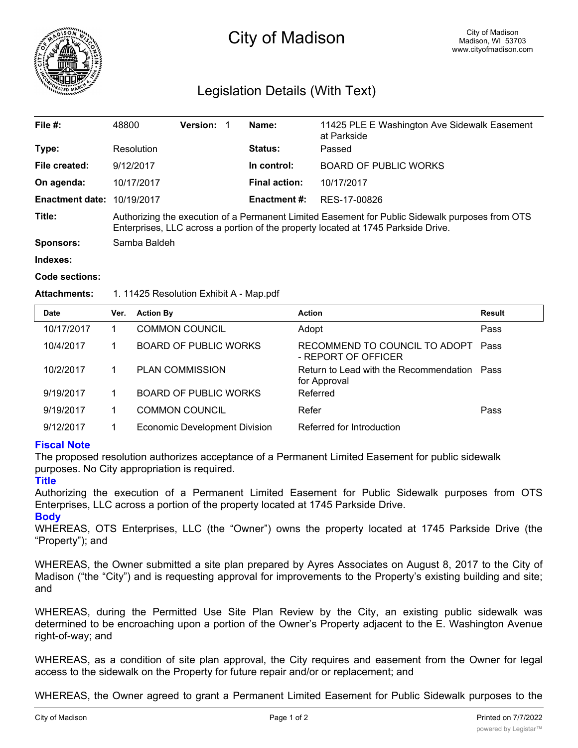# City of Madison

City of Madison
Madison, WI 53703
www.cityofmadison.com

## Legislation Details (With Text)

| | | | |
|---|---|---|---|
| **File #:** | 48800 **Version:** 1 | **Name:** | 11425 PLE E Washington Ave Sidewalk Easement at Parkside |
| **Type:** | Resolution | **Status:** | Passed |
| **File created:** | 9/12/2017 | **In control:** | BOARD OF PUBLIC WORKS |
| **On agenda:** | 10/17/2017 | **Final action:** | 10/17/2017 |
| **Enactment date:** | 10/19/2017 | **Enactment #:** | RES-17-00826 |

**Title:** Authorizing the execution of a Permanent Limited Easement for Public Sidewalk purposes from OTS Enterprises, LLC across a portion of the property located at 1745 Parkside Drive.

**Sponsors:** Samba Baldeh

**Indexes:**

**Code sections:**

**Attachments:** 1. 11425 Resolution Exhibit A - Map.pdf

| Date | Ver. | Action By | Action | Result |
|---|---|---|---|---|
| 10/17/2017 | 1 | COMMON COUNCIL | Adopt | Pass |
| 10/4/2017 | 1 | BOARD OF PUBLIC WORKS | RECOMMEND TO COUNCIL TO ADOPT - REPORT OF OFFICER | Pass |
| 10/2/2017 | 1 | PLAN COMMISSION | Return to Lead with the Recommendation for Approval | Pass |
| 9/19/2017 | 1 | BOARD OF PUBLIC WORKS | Referred | |
| 9/19/2017 | 1 | COMMON COUNCIL | Refer | Pass |
| 9/12/2017 | 1 | Economic Development Division | Referred for Introduction | |

### Fiscal Note

The proposed resolution authorizes acceptance of a Permanent Limited Easement for public sidewalk purposes. No City appropriation is required.

### Title

Authorizing the execution of a Permanent Limited Easement for Public Sidewalk purposes from OTS Enterprises, LLC across a portion of the property located at 1745 Parkside Drive.

### Body

WHEREAS, OTS Enterprises, LLC (the “Owner”) owns the property located at 1745 Parkside Drive (the “Property”); and

WHEREAS, the Owner submitted a site plan prepared by Ayres Associates on August 8, 2017 to the City of Madison (“the “City”) and is requesting approval for improvements to the Property’s existing building and site; and

WHEREAS, during the Permitted Use Site Plan Review by the City, an existing public sidewalk was determined to be encroaching upon a portion of the Owner’s Property adjacent to the E. Washington Avenue right-of-way; and

WHEREAS, as a condition of site plan approval, the City requires and easement from the Owner for legal access to the sidewalk on the Property for future repair and/or or replacement; and

WHEREAS, the Owner agreed to grant a Permanent Limited Easement for Public Sidewalk purposes to the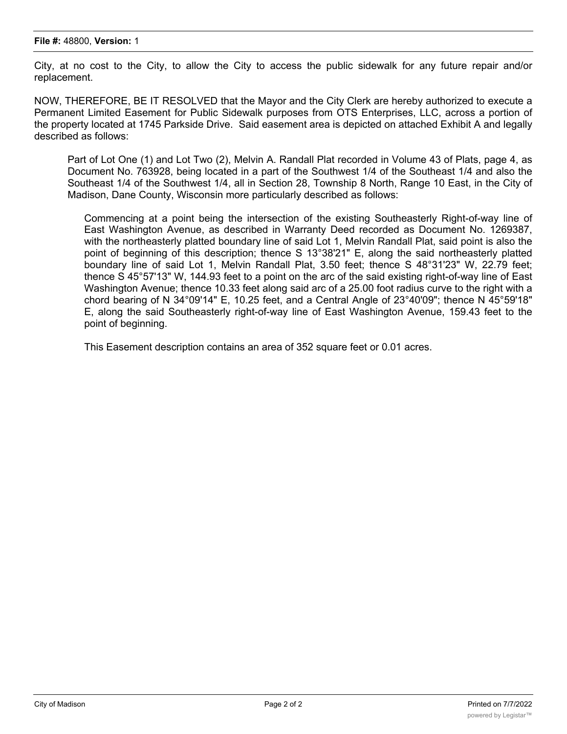City, at no cost to the City, to allow the City to access the public sidewalk for any future repair and/or replacement.

NOW, THEREFORE, BE IT RESOLVED that the Mayor and the City Clerk are hereby authorized to execute a Permanent Limited Easement for Public Sidewalk purposes from OTS Enterprises, LLC, across a portion of the property located at 1745 Parkside Drive. Said easement area is depicted on attached Exhibit A and legally described as follows:

> Part of Lot One (1) and Lot Two (2), Melvin A. Randall Plat recorded in Volume 43 of Plats, page 4, as Document No. 763928, being located in a part of the Southwest 1/4 of the Southeast 1/4 and also the Southeast 1/4 of the Southwest 1/4, all in Section 28, Township 8 North, Range 10 East, in the City of Madison, Dane County, Wisconsin more particularly described as follows:
>
> > Commencing at a point being the intersection of the existing Southeasterly Right-of-way line of East Washington Avenue, as described in Warranty Deed recorded as Document No. 1269387, with the northeasterly platted boundary line of said Lot 1, Melvin Randall Plat, said point is also the point of beginning of this description; thence S 13°38'21" E, along the said northeasterly platted boundary line of said Lot 1, Melvin Randall Plat, 3.50 feet; thence S 48°31'23" W, 22.79 feet; thence S 45°57'13" W, 144.93 feet to a point on the arc of the said existing right-of-way line of East Washington Avenue; thence 10.33 feet along said arc of a 25.00 foot radius curve to the right with a chord bearing of N 34°09'14" E, 10.25 feet, and a Central Angle of 23°40'09"; thence N 45°59'18" E, along the said Southeasterly right-of-way line of East Washington Avenue, 159.43 feet to the point of beginning.
> >
> > This Easement description contains an area of 352 square feet or 0.01 acres.